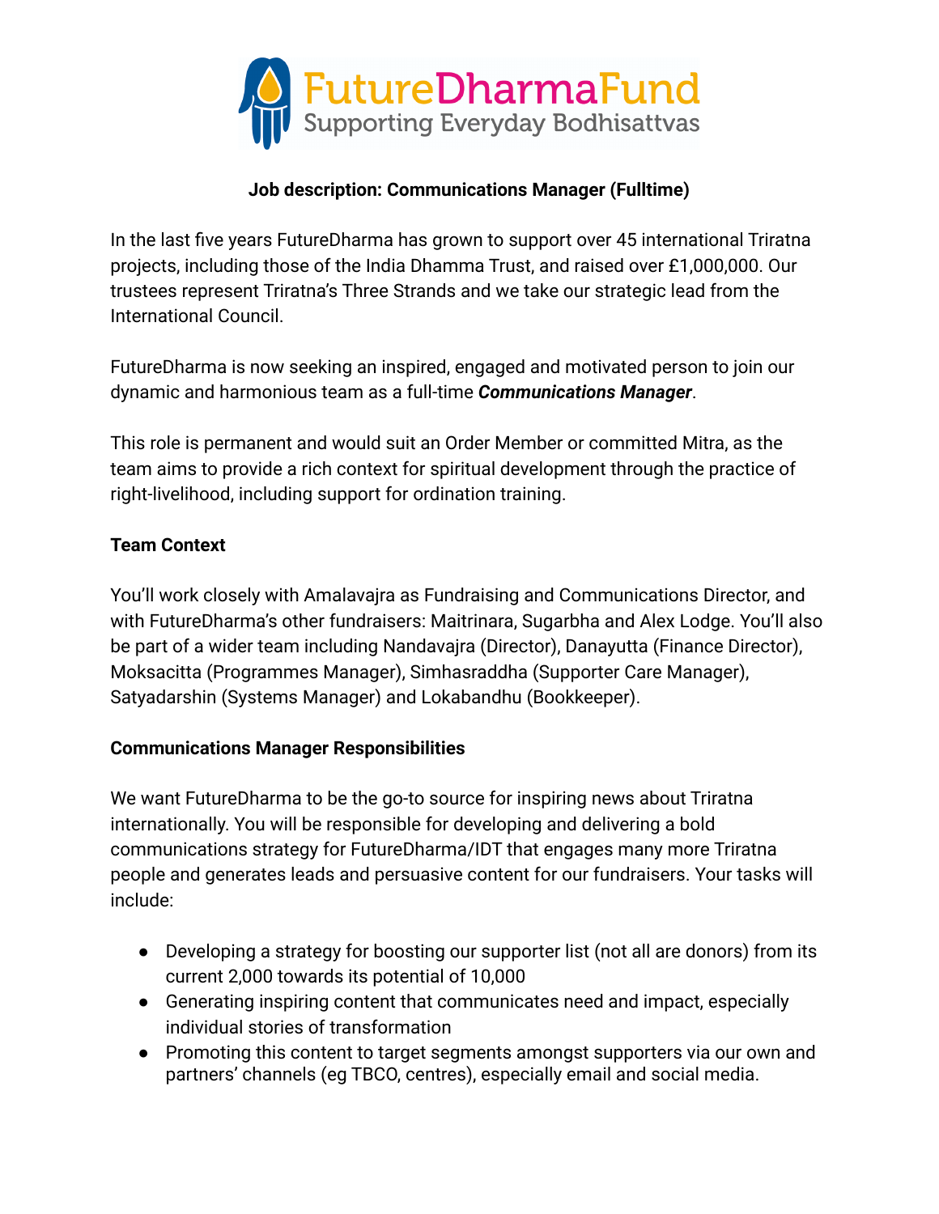FutureDharmaFund
Supporting Everyday Bodhisattvas

**Job description: Communications Manager (Fulltime)**

In the last five years FutureDharma has grown to support over 45 international Triratna projects, including those of the India Dhamma Trust, and raised over £1,000,000. Our trustees represent Triratna's Three Strands and we take our strategic lead from the International Council.

FutureDharma is now seeking an inspired, engaged and motivated person to join our dynamic and harmonious team as a full-time ***Communications Manager***.

This role is permanent and would suit an Order Member or committed Mitra, as the team aims to provide a rich context for spiritual development through the practice of right-livelihood, including support for ordination training.

**Team Context**

You'll work closely with Amalavajra as Fundraising and Communications Director, and with FutureDharma's other fundraisers: Maitrinara, Sugarbha and Alex Lodge. You'll also be part of a wider team including Nandavajra (Director), Danayutta (Finance Director), Moksacitta (Programmes Manager), Simhasraddha (Supporter Care Manager), Satyadarshin (Systems Manager) and Lokabandhu (Bookkeeper).

**Communications Manager Responsibilities**

We want FutureDharma to be the go-to source for inspiring news about Triratna internationally. You will be responsible for developing and delivering a bold communications strategy for FutureDharma/IDT that engages many more Triratna people and generates leads and persuasive content for our fundraisers. Your tasks will include:

- Developing a strategy for boosting our supporter list (not all are donors) from its current 2,000 towards its potential of 10,000
- Generating inspiring content that communicates need and impact, especially individual stories of transformation
- Promoting this content to target segments amongst supporters via our own and partners' channels (eg TBCO, centres), especially email and social media.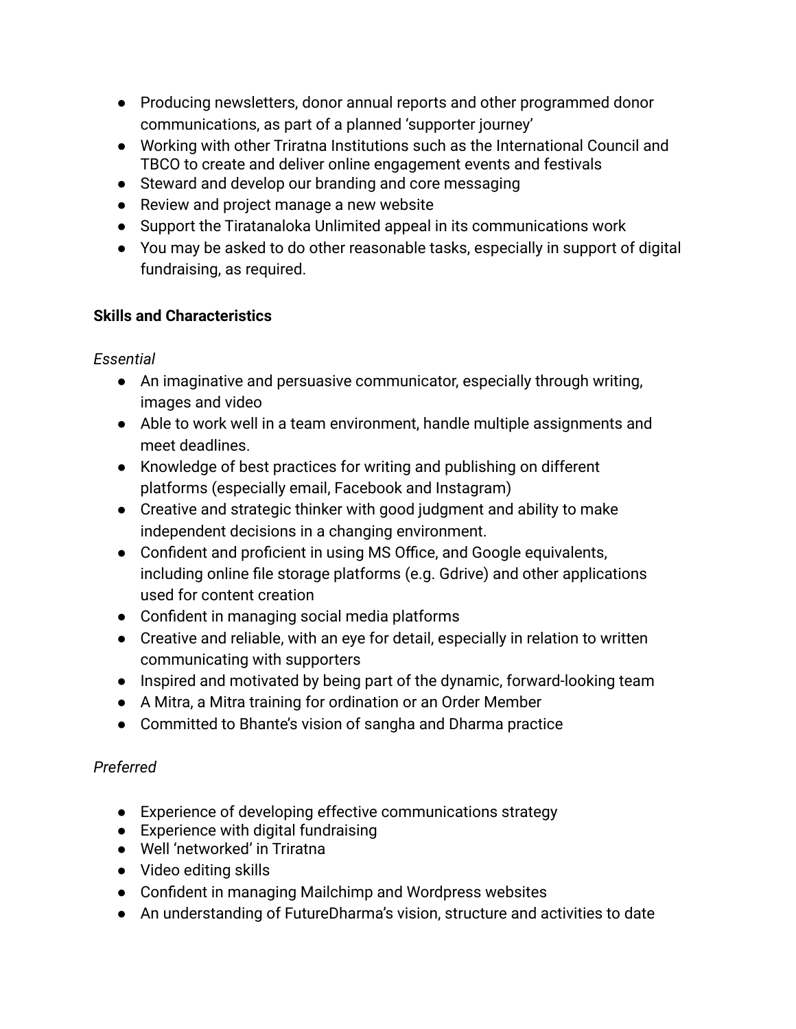- Producing newsletters, donor annual reports and other programmed donor communications, as part of a planned 'supporter journey'
- Working with other Triratna Institutions such as the International Council and TBCO to create and deliver online engagement events and festivals
- Steward and develop our branding and core messaging
- Review and project manage a new website
- Support the Tiratanaloka Unlimited appeal in its communications work
- You may be asked to do other reasonable tasks, especially in support of digital fundraising, as required.

**Skills and Characteristics**

*Essential*

- An imaginative and persuasive communicator, especially through writing, images and video
- Able to work well in a team environment, handle multiple assignments and meet deadlines.
- Knowledge of best practices for writing and publishing on different platforms (especially email, Facebook and Instagram)
- Creative and strategic thinker with good judgment and ability to make independent decisions in a changing environment.
- Confident and proficient in using MS Office, and Google equivalents, including online file storage platforms (e.g. Gdrive) and other applications used for content creation
- Confident in managing social media platforms
- Creative and reliable, with an eye for detail, especially in relation to written communicating with supporters
- Inspired and motivated by being part of the dynamic, forward-looking team
- A Mitra, a Mitra training for ordination or an Order Member
- Committed to Bhante's vision of sangha and Dharma practice

*Preferred*

- Experience of developing effective communications strategy
- Experience with digital fundraising
- Well 'networked' in Triratna
- Video editing skills
- Confident in managing Mailchimp and Wordpress websites
- An understanding of FutureDharma's vision, structure and activities to date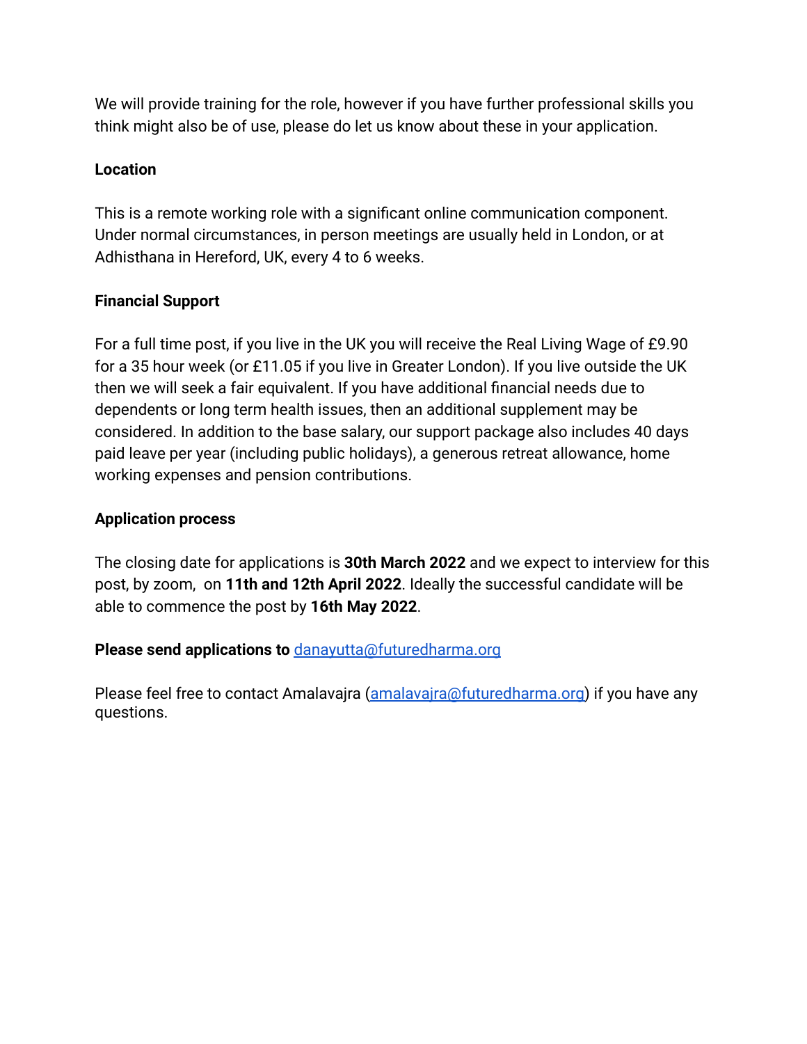We will provide training for the role, however if you have further professional skills you think might also be of use, please do let us know about these in your application.

**Location**

This is a remote working role with a significant online communication component. Under normal circumstances, in person meetings are usually held in London, or at Adhisthana in Hereford, UK, every 4 to 6 weeks.

**Financial Support**

For a full time post, if you live in the UK you will receive the Real Living Wage of £9.90 for a 35 hour week (or £11.05 if you live in Greater London). If you live outside the UK then we will seek a fair equivalent. If you have additional financial needs due to dependents or long term health issues, then an additional supplement may be considered. In addition to the base salary, our support package also includes 40 days paid leave per year (including public holidays), a generous retreat allowance, home working expenses and pension contributions.

**Application process**

The closing date for applications is **30th March 2022** and we expect to interview for this post, by zoom, on **11th and 12th April 2022**. Ideally the successful candidate will be able to commence the post by **16th May 2022**.

**Please send applications to** [danayutta@futuredharma.org](mailto:danayutta@futuredharma.org)

Please feel free to contact Amalavajra ([amalavajra@futuredharma.org](mailto:amalavajra@futuredharma.org)) if you have any questions.